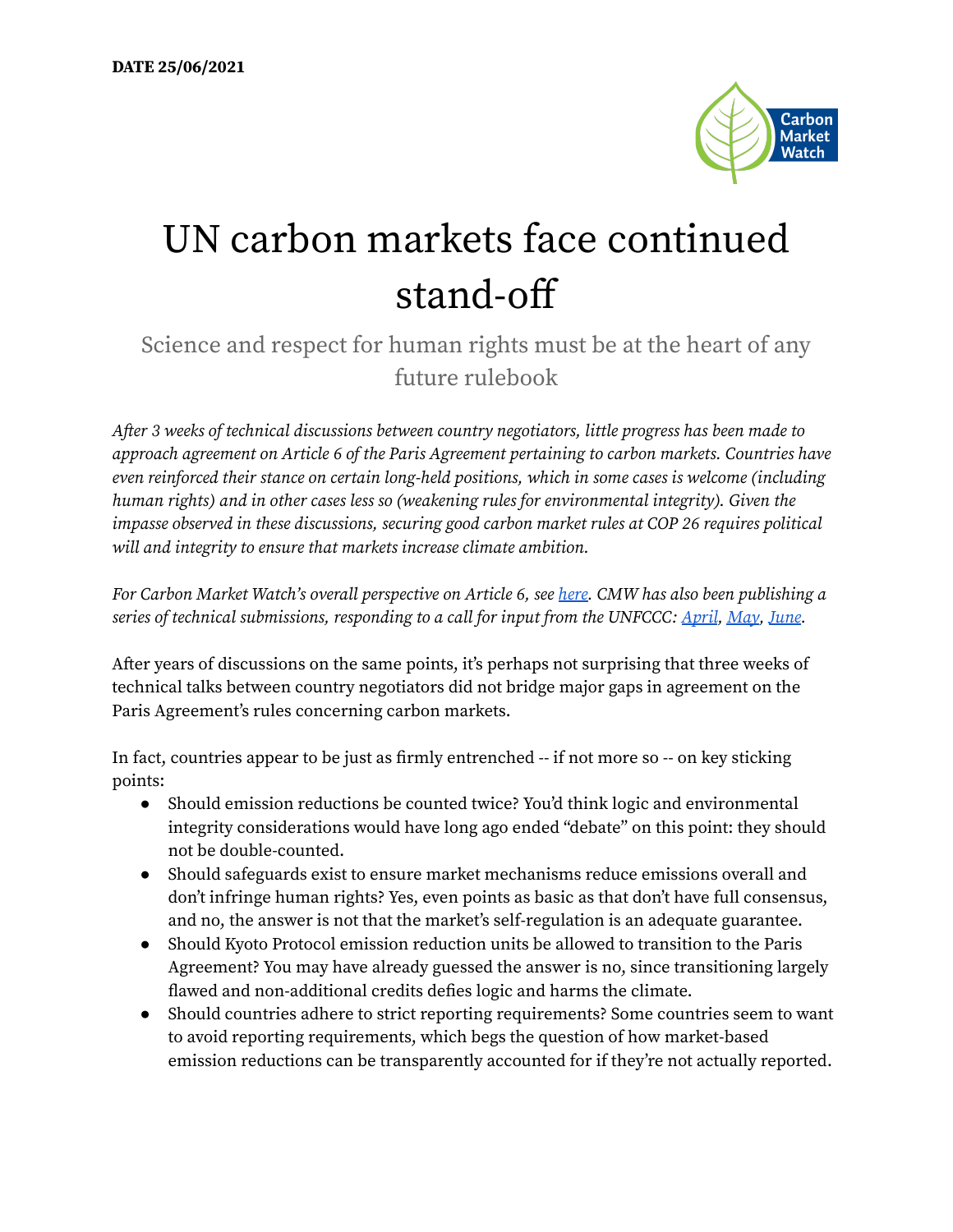**DATE 25/06/2021**

# UN carbon markets face continued stand-off

## Science and respect for human rights must be at the heart of any future rulebook

*After 3 weeks of technical discussions between country negotiators, little progress has been made to approach agreement on Article 6 of the Paris Agreement pertaining to carbon markets. Countries have even reinforced their stance on certain long-held positions, which in some cases is welcome (including human rights) and in other cases less so (weakening rules for environmental integrity). Given the impasse observed in these discussions, securing good carbon market rules at COP 26 requires political will and integrity to ensure that markets increase climate ambition.*

*For Carbon Market Watch's overall perspective on Article 6, see [here](). CMW has also been publishing a series of technical submissions, responding to a call for input from the UNFCCC: [April](), [May](), [June]().*

After years of discussions on the same points, it's perhaps not surprising that three weeks of technical talks between country negotiators did not bridge major gaps in agreement on the Paris Agreement's rules concerning carbon markets.

In fact, countries appear to be just as firmly entrenched -- if not more so -- on key sticking points:

- Should emission reductions be counted twice? You'd think logic and environmental integrity considerations would have long ago ended "debate" on this point: they should not be double-counted.
- Should safeguards exist to ensure market mechanisms reduce emissions overall and don't infringe human rights? Yes, even points as basic as that don't have full consensus, and no, the answer is not that the market's self-regulation is an adequate guarantee.
- Should Kyoto Protocol emission reduction units be allowed to transition to the Paris Agreement? You may have already guessed the answer is no, since transitioning largely flawed and non-additional credits defies logic and harms the climate.
- Should countries adhere to strict reporting requirements? Some countries seem to want to avoid reporting requirements, which begs the question of how market-based emission reductions can be transparently accounted for if they're not actually reported.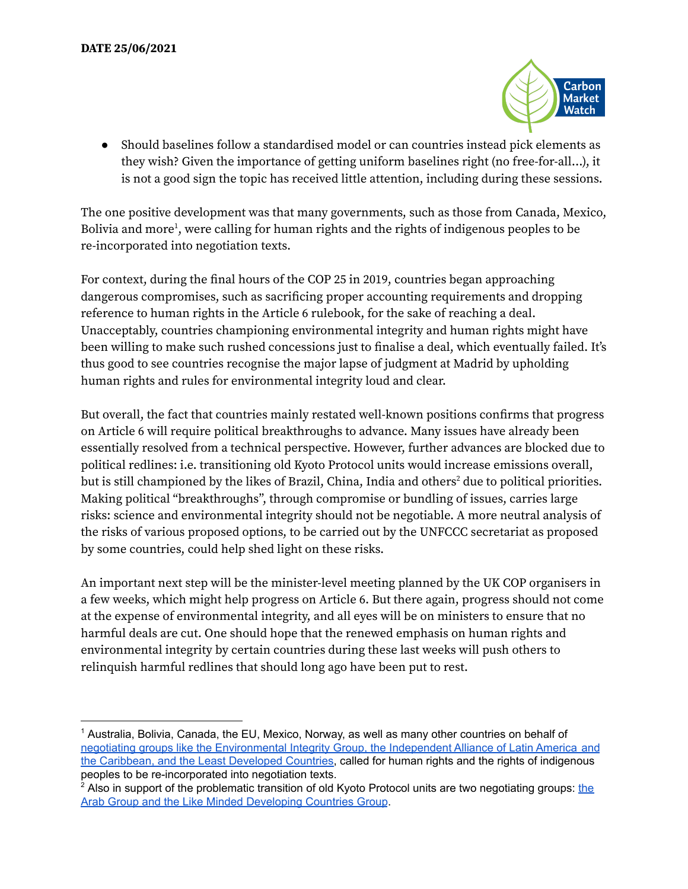**DATE 25/06/2021**

- Should baselines follow a standardised model or can countries instead pick elements as they wish? Given the importance of getting uniform baselines right (no free-for-all…), it is not a good sign the topic has received little attention, including during these sessions.

The one positive development was that many governments, such as those from Canada, Mexico, Bolivia and more[1], were calling for human rights and the rights of indigenous peoples to be re-incorporated into negotiation texts.

For context, during the final hours of the COP 25 in 2019, countries began approaching dangerous compromises, such as sacrificing proper accounting requirements and dropping reference to human rights in the Article 6 rulebook, for the sake of reaching a deal. Unacceptably, countries championing environmental integrity and human rights might have been willing to make such rushed concessions just to finalise a deal, which eventually failed. It's thus good to see countries recognise the major lapse of judgment at Madrid by upholding human rights and rules for environmental integrity loud and clear.

But overall, the fact that countries mainly restated well-known positions confirms that progress on Article 6 will require political breakthroughs to advance. Many issues have already been essentially resolved from a technical perspective. However, further advances are blocked due to political redlines: i.e. transitioning old Kyoto Protocol units would increase emissions overall, but is still championed by the likes of Brazil, China, India and others[2] due to political priorities. Making political "breakthroughs", through compromise or bundling of issues, carries large risks: science and environmental integrity should not be negotiable. A more neutral analysis of the risks of various proposed options, to be carried out by the UNFCCC secretariat as proposed by some countries, could help shed light on these risks.

An important next step will be the minister-level meeting planned by the UK COP organisers in a few weeks, which might help progress on Article 6. But there again, progress should not come at the expense of environmental integrity, and all eyes will be on ministers to ensure that no harmful deals are cut. One should hope that the renewed emphasis on human rights and environmental integrity by certain countries during these last weeks will push others to relinquish harmful redlines that should long ago have been put to rest.

---

[1] Australia, Bolivia, Canada, the EU, Mexico, Norway, as well as many other countries on behalf of negotiating groups like the Environmental Integrity Group, the Independent Alliance of Latin America and the Caribbean, and the Least Developed Countries, called for human rights and the rights of indigenous peoples to be re-incorporated into negotiation texts.

[2] Also in support of the problematic transition of old Kyoto Protocol units are two negotiating groups: the Arab Group and the Like Minded Developing Countries Group.